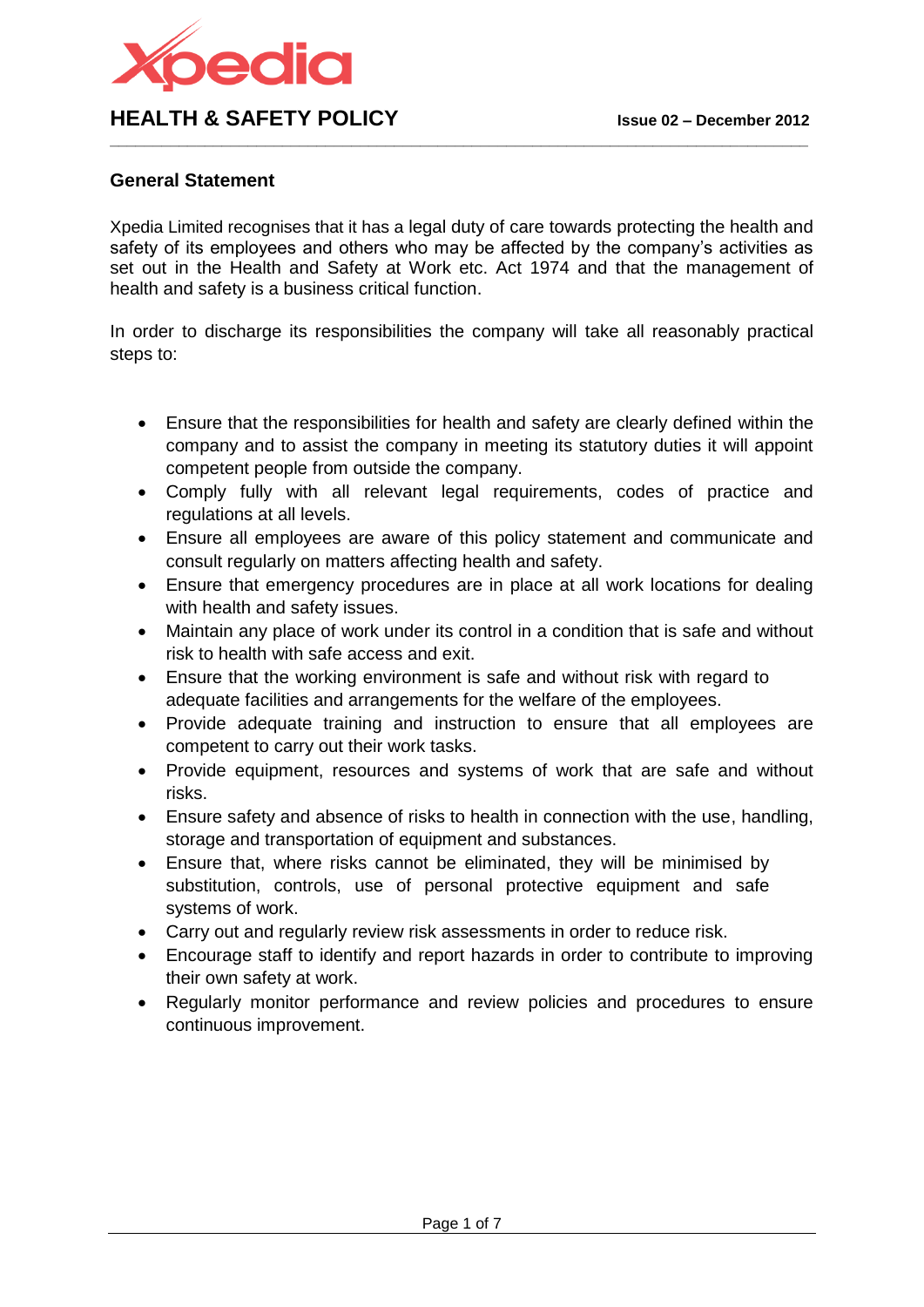# HEALTH & SAFETY POLICY

**Issue 02 – December 2012**

## General Statement

Xpedia Limited recognises that it has a legal duty of care towards protecting the health and safety of its employees and others who may be affected by the company's activities as set out in the Health and Safety at Work etc. Act 1974 and that the management of health and safety is a business critical function.

In order to discharge its responsibilities the company will take all reasonably practical steps to:

- Ensure that the responsibilities for health and safety are clearly defined within the company and to assist the company in meeting its statutory duties it will appoint competent people from outside the company.
- Comply fully with all relevant legal requirements, codes of practice and regulations at all levels.
- Ensure all employees are aware of this policy statement and communicate and consult regularly on matters affecting health and safety.
- Ensure that emergency procedures are in place at all work locations for dealing with health and safety issues.
- Maintain any place of work under its control in a condition that is safe and without risk to health with safe access and exit.
- Ensure that the working environment is safe and without risk with regard to adequate facilities and arrangements for the welfare of the employees.
- Provide adequate training and instruction to ensure that all employees are competent to carry out their work tasks.
- Provide equipment, resources and systems of work that are safe and without risks.
- Ensure safety and absence of risks to health in connection with the use, handling, storage and transportation of equipment and substances.
- Ensure that, where risks cannot be eliminated, they will be minimised by substitution, controls, use of personal protective equipment and safe systems of work.
- Carry out and regularly review risk assessments in order to reduce risk.
- Encourage staff to identify and report hazards in order to contribute to improving their own safety at work.
- Regularly monitor performance and review policies and procedures to ensure continuous improvement.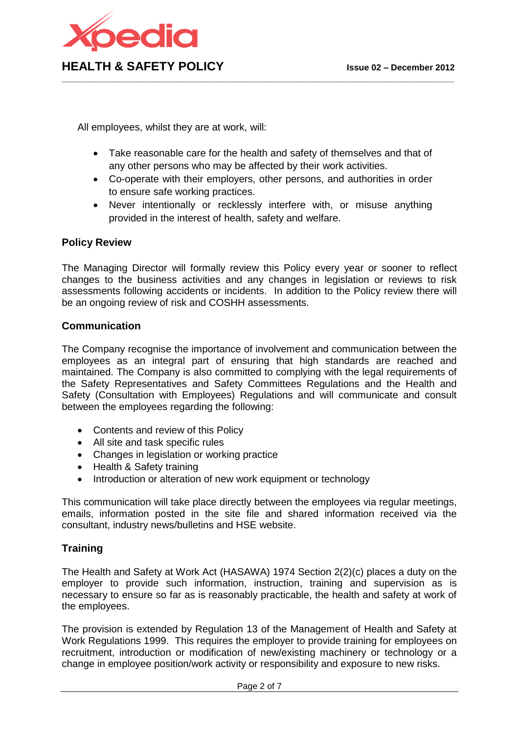All employees, whilst they are at work, will:

- Take reasonable care for the health and safety of themselves and that of any other persons who may be affected by their work activities.
- Co-operate with their employers, other persons, and authorities in order to ensure safe working practices.
- Never intentionally or recklessly interfere with, or misuse anything provided in the interest of health, safety and welfare.

## Policy Review

The Managing Director will formally review this Policy every year or sooner to reflect changes to the business activities and any changes in legislation or reviews to risk assessments following accidents or incidents. In addition to the Policy review there will be an ongoing review of risk and COSHH assessments.

## Communication

The Company recognise the importance of involvement and communication between the employees as an integral part of ensuring that high standards are reached and maintained. The Company is also committed to complying with the legal requirements of the Safety Representatives and Safety Committees Regulations and the Health and Safety (Consultation with Employees) Regulations and will communicate and consult between the employees regarding the following:

- Contents and review of this Policy
- All site and task specific rules
- Changes in legislation or working practice
- Health & Safety training
- Introduction or alteration of new work equipment or technology

This communication will take place directly between the employees via regular meetings, emails, information posted in the site file and shared information received via the consultant, industry news/bulletins and HSE website.

## Training

The Health and Safety at Work Act (HASAWA) 1974 Section 2(2)(c) places a duty on the employer to provide such information, instruction, training and supervision as is necessary to ensure so far as is reasonably practicable, the health and safety at work of the employees.

The provision is extended by Regulation 13 of the Management of Health and Safety at Work Regulations 1999. This requires the employer to provide training for employees on recruitment, introduction or modification of new/existing machinery or technology or a change in employee position/work activity or responsibility and exposure to new risks.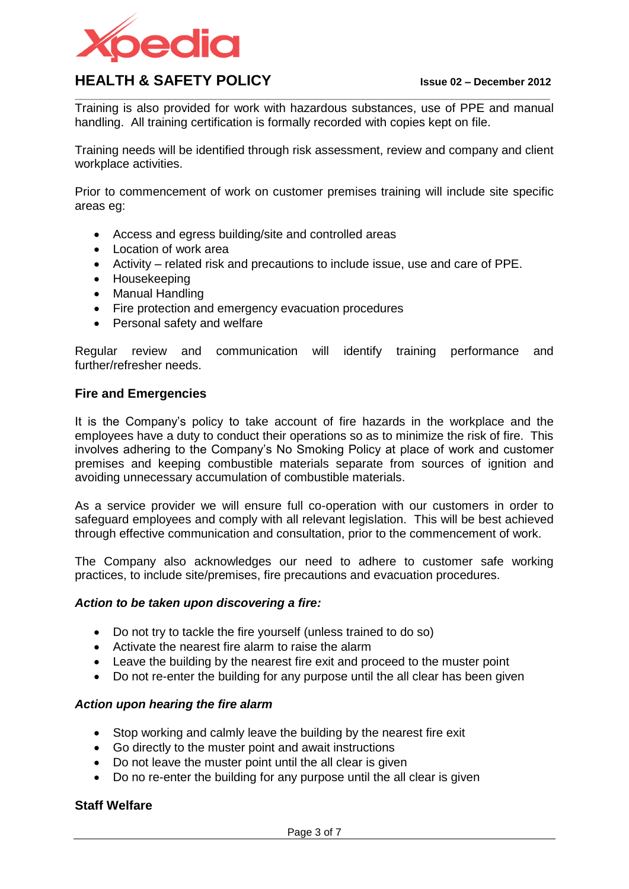Training is also provided for work with hazardous substances, use of PPE and manual handling. All training certification is formally recorded with copies kept on file.

Training needs will be identified through risk assessment, review and company and client workplace activities.

Prior to commencement of work on customer premises training will include site specific areas eg:

- Access and egress building/site and controlled areas
- Location of work area
- Activity – related risk and precautions to include issue, use and care of PPE.
- Housekeeping
- Manual Handling
- Fire protection and emergency evacuation procedures
- Personal safety and welfare

Regular review and communication will identify training performance and further/refresher needs.

## Fire and Emergencies

It is the Company's policy to take account of fire hazards in the workplace and the employees have a duty to conduct their operations so as to minimize the risk of fire. This involves adhering to the Company's No Smoking Policy at place of work and customer premises and keeping combustible materials separate from sources of ignition and avoiding unnecessary accumulation of combustible materials.

As a service provider we will ensure full co-operation with our customers in order to safeguard employees and comply with all relevant legislation. This will be best achieved through effective communication and consultation, prior to the commencement of work.

The Company also acknowledges our need to adhere to customer safe working practices, to include site/premises, fire precautions and evacuation procedures.

***Action to be taken upon discovering a fire:***

- Do not try to tackle the fire yourself (unless trained to do so)
- Activate the nearest fire alarm to raise the alarm
- Leave the building by the nearest fire exit and proceed to the muster point
- Do not re-enter the building for any purpose until the all clear has been given

***Action upon hearing the fire alarm***

- Stop working and calmly leave the building by the nearest fire exit
- Go directly to the muster point and await instructions
- Do not leave the muster point until the all clear is given
- Do no re-enter the building for any purpose until the all clear is given

## Staff Welfare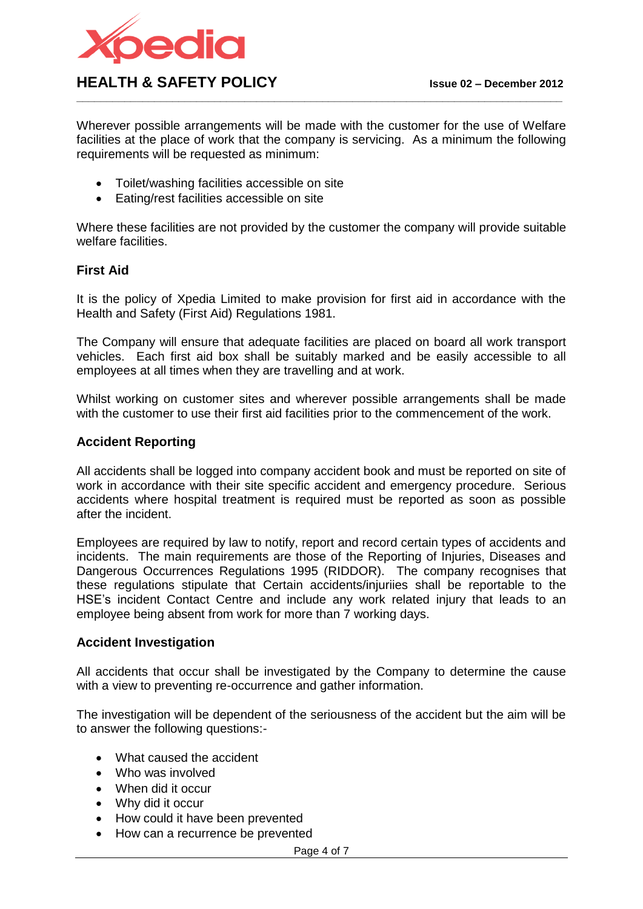Wherever possible arrangements will be made with the customer for the use of Welfare facilities at the place of work that the company is servicing. As a minimum the following requirements will be requested as minimum:

- Toilet/washing facilities accessible on site
- Eating/rest facilities accessible on site

Where these facilities are not provided by the customer the company will provide suitable welfare facilities.

## First Aid

It is the policy of Xpedia Limited to make provision for first aid in accordance with the Health and Safety (First Aid) Regulations 1981.

The Company will ensure that adequate facilities are placed on board all work transport vehicles. Each first aid box shall be suitably marked and be easily accessible to all employees at all times when they are travelling and at work.

Whilst working on customer sites and wherever possible arrangements shall be made with the customer to use their first aid facilities prior to the commencement of the work.

## Accident Reporting

All accidents shall be logged into company accident book and must be reported on site of work in accordance with their site specific accident and emergency procedure. Serious accidents where hospital treatment is required must be reported as soon as possible after the incident.

Employees are required by law to notify, report and record certain types of accidents and incidents. The main requirements are those of the Reporting of Injuries, Diseases and Dangerous Occurrences Regulations 1995 (RIDDOR). The company recognises that these regulations stipulate that Certain accidents/injuriies shall be reportable to the HSE's incident Contact Centre and include any work related injury that leads to an employee being absent from work for more than 7 working days.

## Accident Investigation

All accidents that occur shall be investigated by the Company to determine the cause with a view to preventing re-occurrence and gather information.

The investigation will be dependent of the seriousness of the accident but the aim will be to answer the following questions:-

- What caused the accident
- Who was involved
- When did it occur
- Why did it occur
- How could it have been prevented
- How can a recurrence be prevented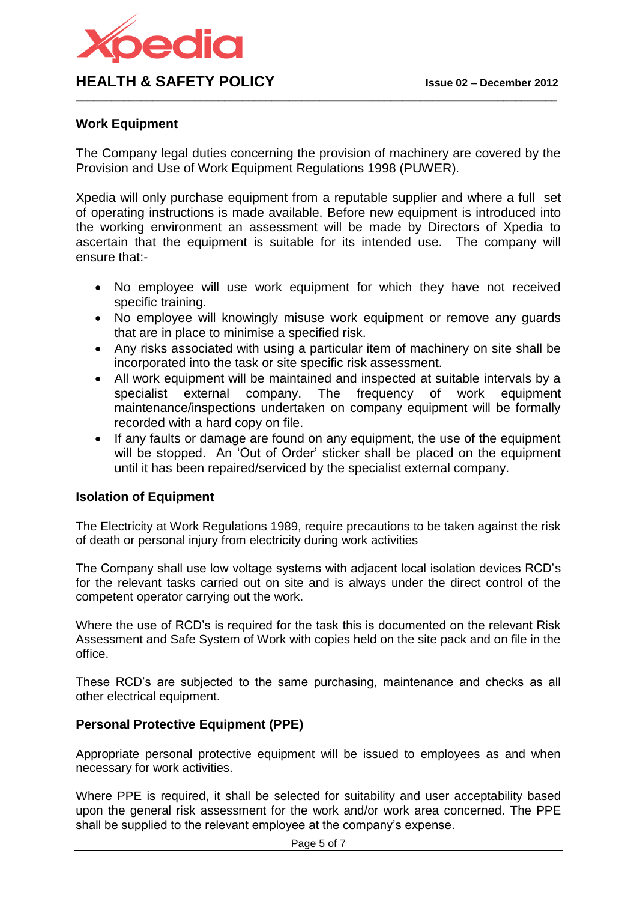## Work Equipment

The Company legal duties concerning the provision of machinery are covered by the Provision and Use of Work Equipment Regulations 1998 (PUWER).

Xpedia will only purchase equipment from a reputable supplier and where a full set of operating instructions is made available. Before new equipment is introduced into the working environment an assessment will be made by Directors of Xpedia to ascertain that the equipment is suitable for its intended use. The company will ensure that:-

- No employee will use work equipment for which they have not received specific training.
- No employee will knowingly misuse work equipment or remove any guards that are in place to minimise a specified risk.
- Any risks associated with using a particular item of machinery on site shall be incorporated into the task or site specific risk assessment.
- All work equipment will be maintained and inspected at suitable intervals by a specialist external company. The frequency of work equipment maintenance/inspections undertaken on company equipment will be formally recorded with a hard copy on file.
- If any faults or damage are found on any equipment, the use of the equipment will be stopped. An 'Out of Order' sticker shall be placed on the equipment until it has been repaired/serviced by the specialist external company.

## Isolation of Equipment

The Electricity at Work Regulations 1989, require precautions to be taken against the risk of death or personal injury from electricity during work activities

The Company shall use low voltage systems with adjacent local isolation devices RCD's for the relevant tasks carried out on site and is always under the direct control of the competent operator carrying out the work.

Where the use of RCD's is required for the task this is documented on the relevant Risk Assessment and Safe System of Work with copies held on the site pack and on file in the office.

These RCD's are subjected to the same purchasing, maintenance and checks as all other electrical equipment.

## Personal Protective Equipment (PPE)

Appropriate personal protective equipment will be issued to employees as and when necessary for work activities.

Where PPE is required, it shall be selected for suitability and user acceptability based upon the general risk assessment for the work and/or work area concerned. The PPE shall be supplied to the relevant employee at the company's expense.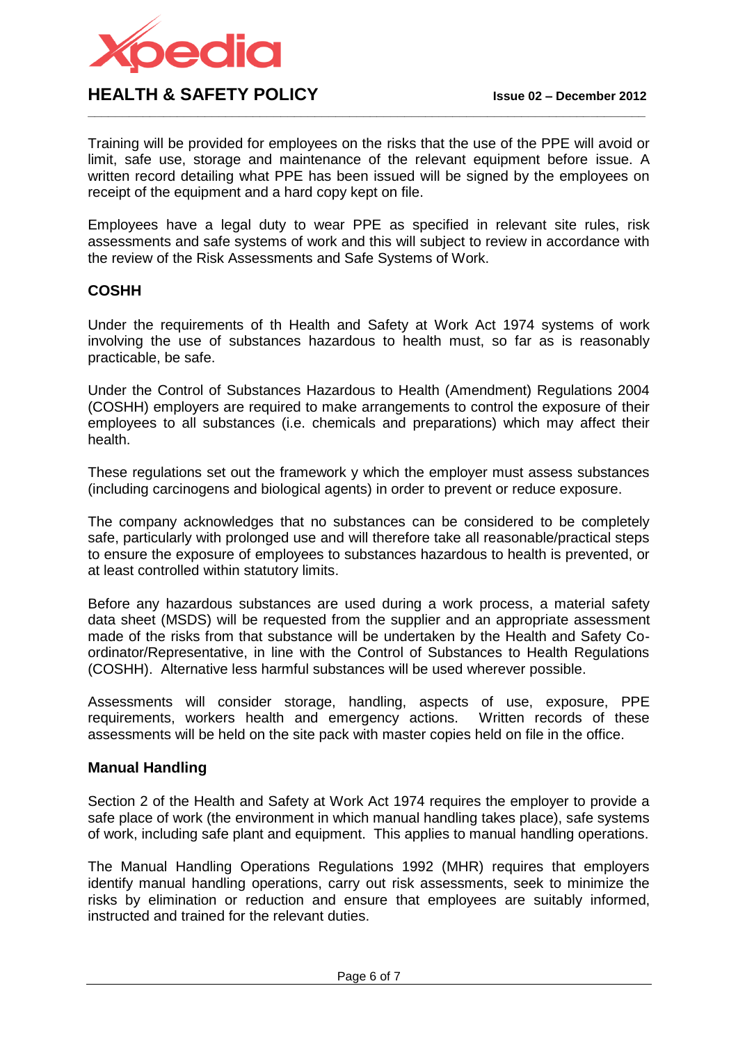Training will be provided for employees on the risks that the use of the PPE will avoid or limit, safe use, storage and maintenance of the relevant equipment before issue. A written record detailing what PPE has been issued will be signed by the employees on receipt of the equipment and a hard copy kept on file.

Employees have a legal duty to wear PPE as specified in relevant site rules, risk assessments and safe systems of work and this will subject to review in accordance with the review of the Risk Assessments and Safe Systems of Work.

### COSHH

Under the requirements of th Health and Safety at Work Act 1974 systems of work involving the use of substances hazardous to health must, so far as is reasonably practicable, be safe.

Under the Control of Substances Hazardous to Health (Amendment) Regulations 2004 (COSHH) employers are required to make arrangements to control the exposure of their employees to all substances (i.e. chemicals and preparations) which may affect their health.

These regulations set out the framework y which the employer must assess substances (including carcinogens and biological agents) in order to prevent or reduce exposure.

The company acknowledges that no substances can be considered to be completely safe, particularly with prolonged use and will therefore take all reasonable/practical steps to ensure the exposure of employees to substances hazardous to health is prevented, or at least controlled within statutory limits.

Before any hazardous substances are used during a work process, a material safety data sheet (MSDS) will be requested from the supplier and an appropriate assessment made of the risks from that substance will be undertaken by the Health and Safety Co-ordinator/Representative, in line with the Control of Substances to Health Regulations (COSHH). Alternative less harmful substances will be used wherever possible.

Assessments will consider storage, handling, aspects of use, exposure, PPE requirements, workers health and emergency actions. Written records of these assessments will be held on the site pack with master copies held on file in the office.

### Manual Handling

Section 2 of the Health and Safety at Work Act 1974 requires the employer to provide a safe place of work (the environment in which manual handling takes place), safe systems of work, including safe plant and equipment. This applies to manual handling operations.

The Manual Handling Operations Regulations 1992 (MHR) requires that employers identify manual handling operations, carry out risk assessments, seek to minimize the risks by elimination or reduction and ensure that employees are suitably informed, instructed and trained for the relevant duties.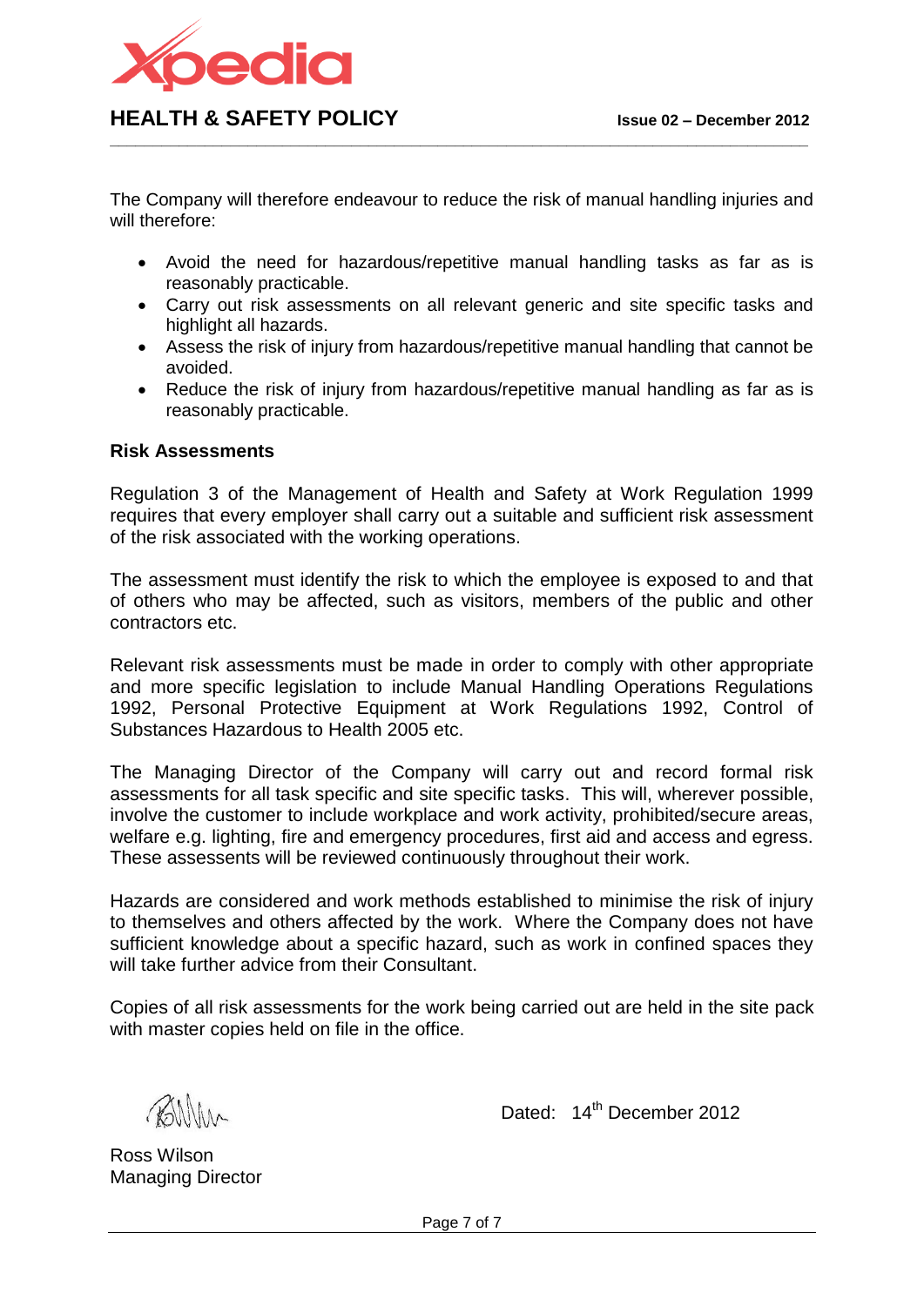The Company will therefore endeavour to reduce the risk of manual handling injuries and will therefore:

- Avoid the need for hazardous/repetitive manual handling tasks as far as is reasonably practicable.
- Carry out risk assessments on all relevant generic and site specific tasks and highlight all hazards.
- Assess the risk of injury from hazardous/repetitive manual handling that cannot be avoided.
- Reduce the risk of injury from hazardous/repetitive manual handling as far as is reasonably practicable.

**Risk Assessments**

Regulation 3 of the Management of Health and Safety at Work Regulation 1999 requires that every employer shall carry out a suitable and sufficient risk assessment of the risk associated with the working operations.

The assessment must identify the risk to which the employee is exposed to and that of others who may be affected, such as visitors, members of the public and other contractors etc.

Relevant risk assessments must be made in order to comply with other appropriate and more specific legislation to include Manual Handling Operations Regulations 1992, Personal Protective Equipment at Work Regulations 1992, Control of Substances Hazardous to Health 2005 etc.

The Managing Director of the Company will carry out and record formal risk assessments for all task specific and site specific tasks. This will, wherever possible, involve the customer to include workplace and work activity, prohibited/secure areas, welfare e.g. lighting, fire and emergency procedures, first aid and access and egress. These assessments will be reviewed continuously throughout their work.

Hazards are considered and work methods established to minimise the risk of injury to themselves and others affected by the work. Where the Company does not have sufficient knowledge about a specific hazard, such as work in confined spaces they will take further advice from their Consultant.

Copies of all risk assessments for the work being carried out are held in the site pack with master copies held on file in the office.

Ross Wilson
Managing Director

Dated: 14th December 2012